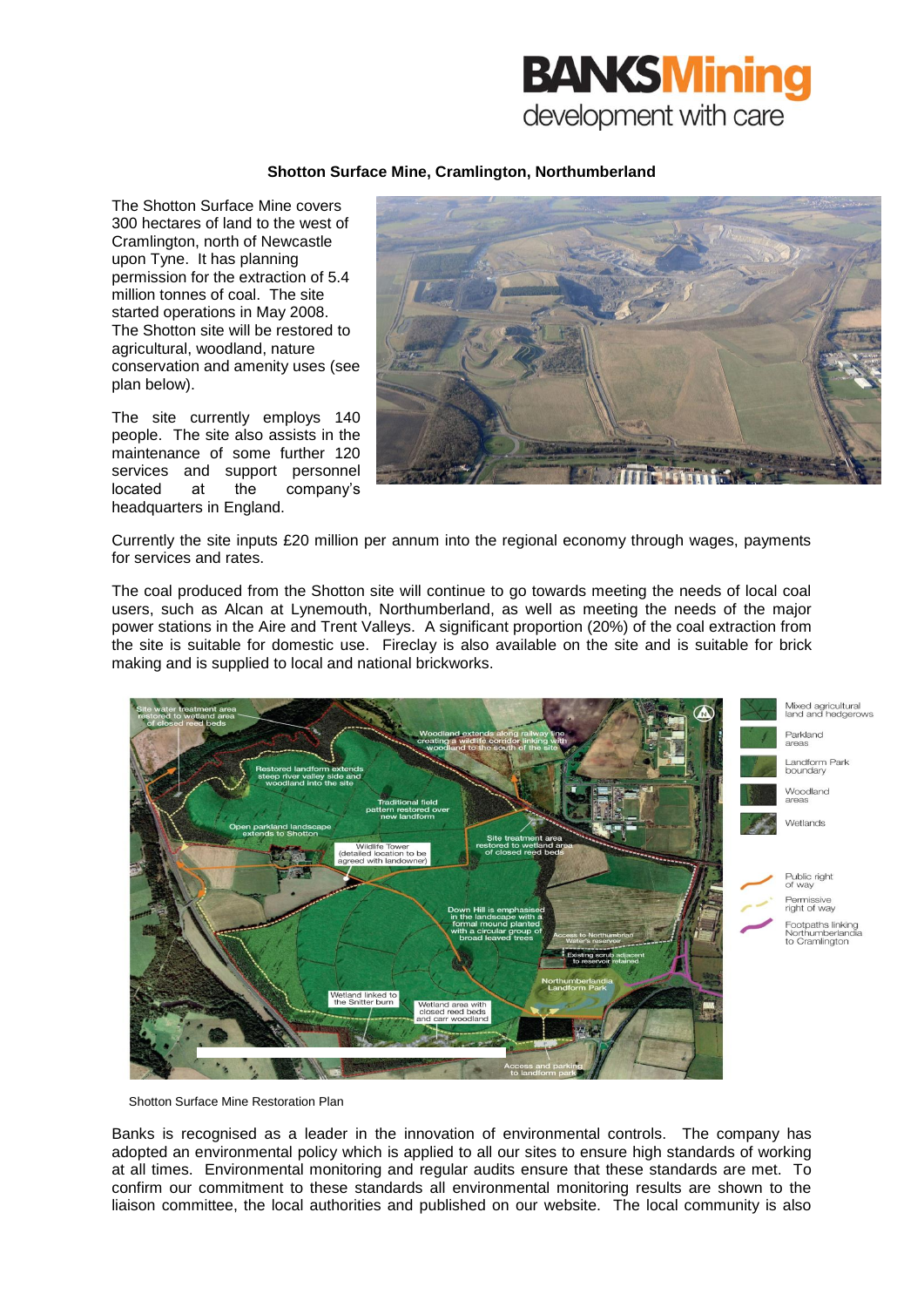**BANKSMining**
development with care

**Shotton Surface Mine, Cramlington, Northumberland**

The Shotton Surface Mine covers 300 hectares of land to the west of Cramlington, north of Newcastle upon Tyne. It has planning permission for the extraction of 5.4 million tonnes of coal. The site started operations in May 2008. The Shotton site will be restored to agricultural, woodland, nature conservation and amenity uses (see plan below).

The site currently employs 140 people. The site also assists in the maintenance of some further 120 services and support personnel located at the company's headquarters in England.

Currently the site inputs £20 million per annum into the regional economy through wages, payments for services and rates.

The coal produced from the Shotton site will continue to go towards meeting the needs of local coal users, such as Alcan at Lynemouth, Northumberland, as well as meeting the needs of the major power stations in the Aire and Trent Valleys. A significant proportion (20%) of the coal extraction from the site is suitable for domestic use. Fireclay is also available on the site and is suitable for brick making and is supplied to local and national brickworks.

Shotton Surface Mine Restoration Plan

Banks is recognised as a leader in the innovation of environmental controls. The company has adopted an environmental policy which is applied to all our sites to ensure high standards of working at all times. Environmental monitoring and regular audits ensure that these standards are met. To confirm our commitment to these standards all environmental monitoring results are shown to the liaison committee, the local authorities and published on our website. The local community is also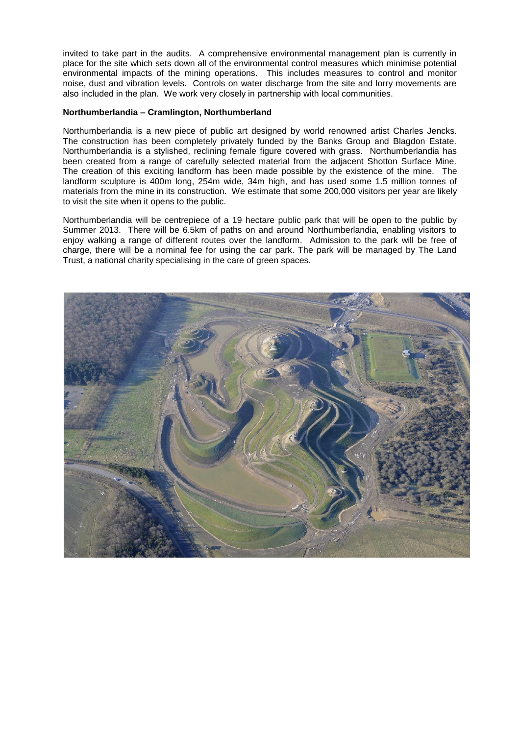invited to take part in the audits. A comprehensive environmental management plan is currently in place for the site which sets down all of the environmental control measures which minimise potential environmental impacts of the mining operations. This includes measures to control and monitor noise, dust and vibration levels. Controls on water discharge from the site and lorry movements are also included in the plan. We work very closely in partnership with local communities.

**Northumberlandia – Cramlington, Northumberland**

Northumberlandia is a new piece of public art designed by world renowned artist Charles Jencks. The construction has been completely privately funded by the Banks Group and Blagdon Estate. Northumberlandia is a stylished, reclining female figure covered with grass. Northumberlandia has been created from a range of carefully selected material from the adjacent Shotton Surface Mine. The creation of this exciting landform has been made possible by the existence of the mine. The landform sculpture is 400m long, 254m wide, 34m high, and has used some 1.5 million tonnes of materials from the mine in its construction. We estimate that some 200,000 visitors per year are likely to visit the site when it opens to the public.

Northumberlandia will be centrepiece of a 19 hectare public park that will be open to the public by Summer 2013. There will be 6.5km of paths on and around Northumberlandia, enabling visitors to enjoy walking a range of different routes over the landform. Admission to the park will be free of charge, there will be a nominal fee for using the car park. The park will be managed by The Land Trust, a national charity specialising in the care of green spaces.